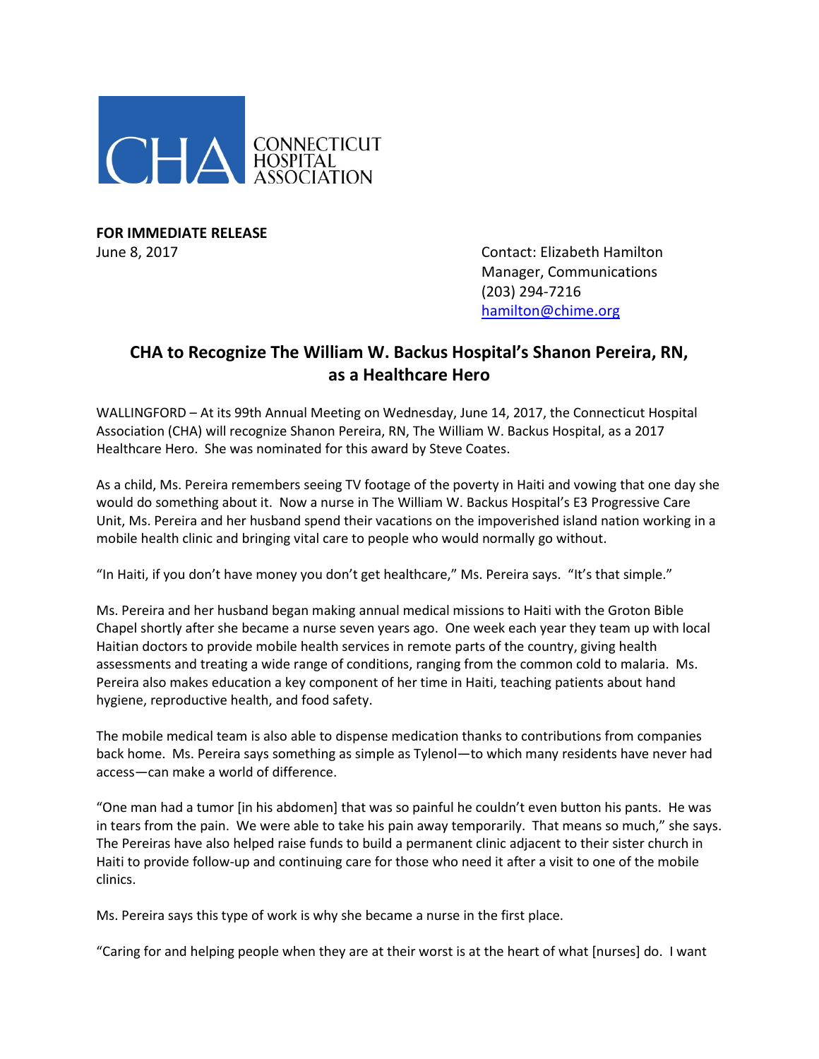CONNECTICUT HOSPITAL ASSOCIATION

**FOR IMMEDIATE RELEASE**
June 8, 2017

Contact: Elizabeth Hamilton
Manager, Communications
(203) 294-7216
hamilton@chime.org

## CHA to Recognize The William W. Backus Hospital's Shanon Pereira, RN, as a Healthcare Hero

WALLINGFORD – At its 99th Annual Meeting on Wednesday, June 14, 2017, the Connecticut Hospital Association (CHA) will recognize Shanon Pereira, RN, The William W. Backus Hospital, as a 2017 Healthcare Hero. She was nominated for this award by Steve Coates.

As a child, Ms. Pereira remembers seeing TV footage of the poverty in Haiti and vowing that one day she would do something about it. Now a nurse in The William W. Backus Hospital's E3 Progressive Care Unit, Ms. Pereira and her husband spend their vacations on the impoverished island nation working in a mobile health clinic and bringing vital care to people who would normally go without.

"In Haiti, if you don't have money you don't get healthcare," Ms. Pereira says. "It's that simple."

Ms. Pereira and her husband began making annual medical missions to Haiti with the Groton Bible Chapel shortly after she became a nurse seven years ago. One week each year they team up with local Haitian doctors to provide mobile health services in remote parts of the country, giving health assessments and treating a wide range of conditions, ranging from the common cold to malaria. Ms. Pereira also makes education a key component of her time in Haiti, teaching patients about hand hygiene, reproductive health, and food safety.

The mobile medical team is also able to dispense medication thanks to contributions from companies back home. Ms. Pereira says something as simple as Tylenol—to which many residents have never had access—can make a world of difference.

"One man had a tumor [in his abdomen] that was so painful he couldn't even button his pants. He was in tears from the pain. We were able to take his pain away temporarily. That means so much," she says. The Pereiras have also helped raise funds to build a permanent clinic adjacent to their sister church in Haiti to provide follow-up and continuing care for those who need it after a visit to one of the mobile clinics.

Ms. Pereira says this type of work is why she became a nurse in the first place.

"Caring for and helping people when they are at their worst is at the heart of what [nurses] do. I want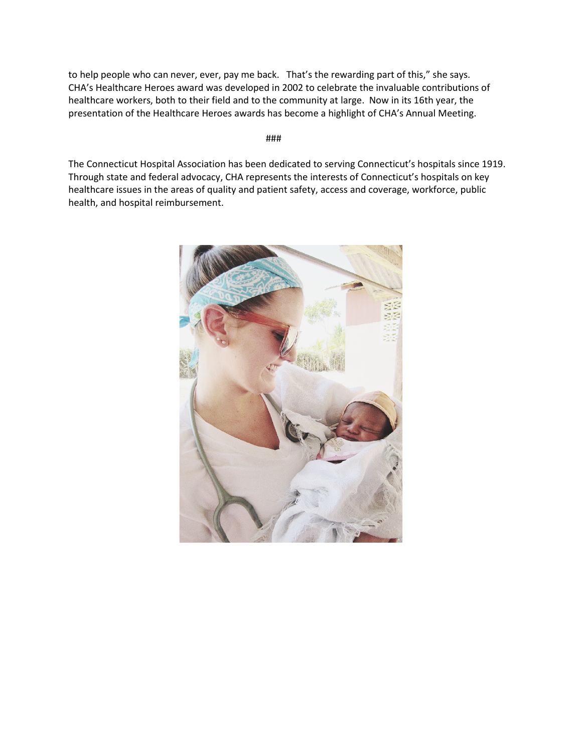to help people who can never, ever, pay me back. That's the rewarding part of this," she says. CHA's Healthcare Heroes award was developed in 2002 to celebrate the invaluable contributions of healthcare workers, both to their field and to the community at large. Now in its 16th year, the presentation of the Healthcare Heroes awards has become a highlight of CHA's Annual Meeting.

###

The Connecticut Hospital Association has been dedicated to serving Connecticut's hospitals since 1919. Through state and federal advocacy, CHA represents the interests of Connecticut's hospitals on key healthcare issues in the areas of quality and patient safety, access and coverage, workforce, public health, and hospital reimbursement.